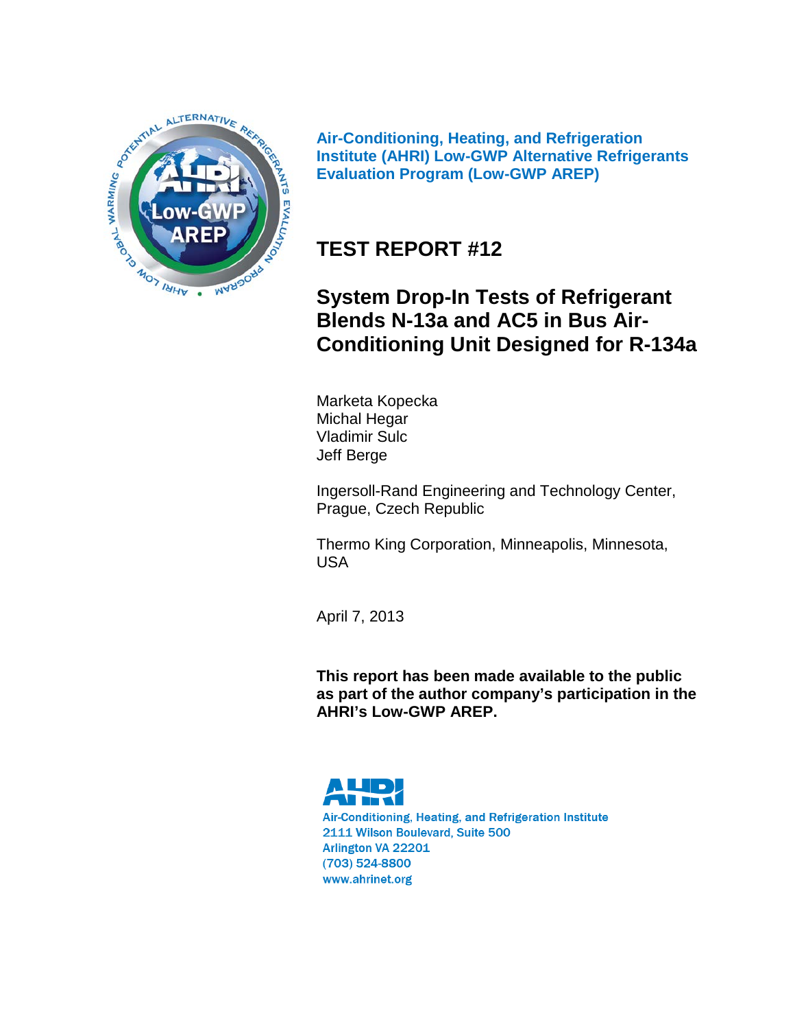Air-Conditioning, Heating, and Refrigeration Institute (AHRI) Low-GWP Alternative Refrigerants Evaluation Program (Low-GWP AREP)

# TEST REPORT #12

## System Drop-In Tests of Refrigerant Blends N-13a and AC5 in Bus Air-Conditioning Unit Designed for R-134a

Marketa Kopecka
Michal Hegar
Vladimir Sulc
Jeff Berge

Ingersoll-Rand Engineering and Technology Center, Prague, Czech Republic

Thermo King Corporation, Minneapolis, Minnesota, USA

April 7, 2013

**This report has been made available to the public as part of the author company's participation in the AHRI's Low-GWP AREP.**

Air-Conditioning, Heating, and Refrigeration Institute
2111 Wilson Boulevard, Suite 500
Arlington VA 22201
(703) 524-8800
www.ahrinet.org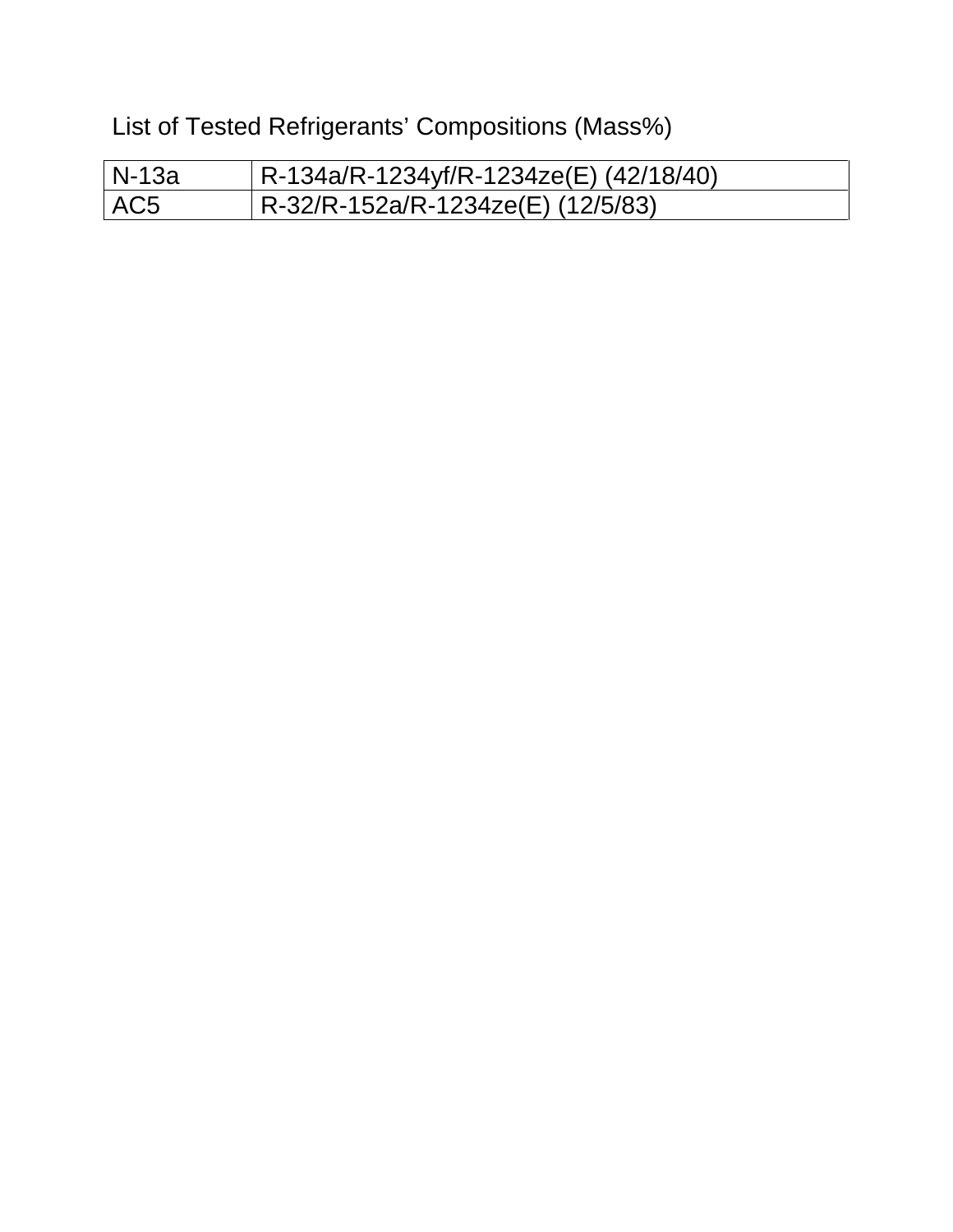List of Tested Refrigerants' Compositions (Mass%)

| N-13a | R-134a/R-1234yf/R-1234ze(E) (42/18/40) |
|---|---|
| AC5 | R-32/R-152a/R-1234ze(E) (12/5/83) |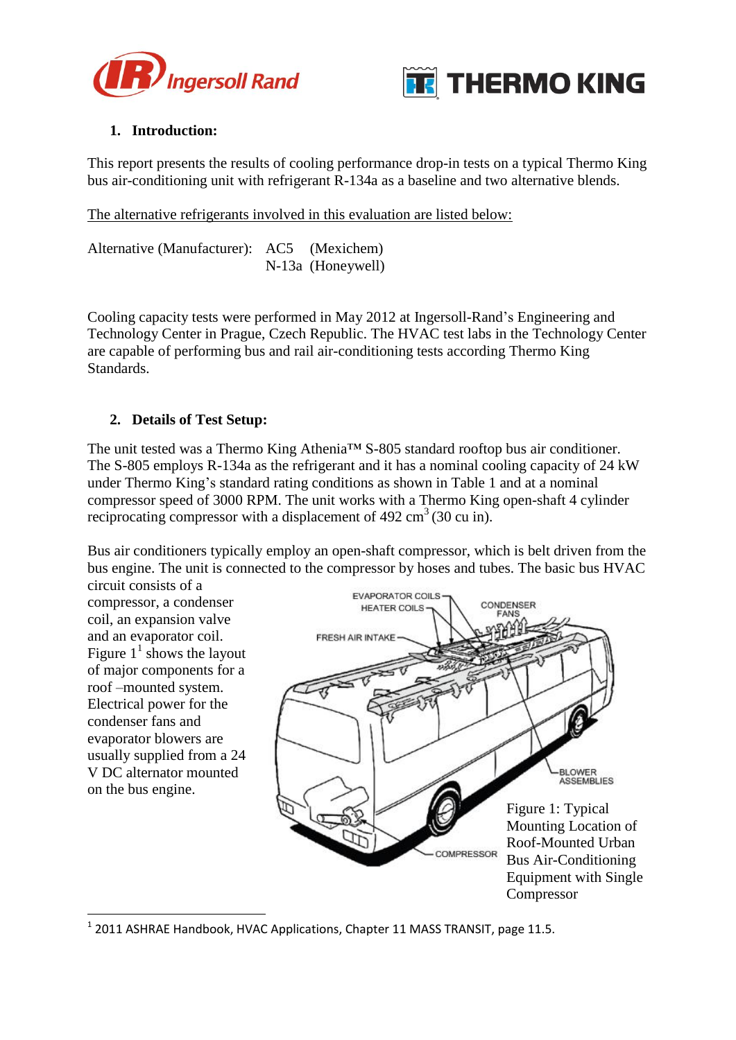## 1. Introduction:

This report presents the results of cooling performance drop-in tests on a typical Thermo King bus air-conditioning unit with refrigerant R-134a as a baseline and two alternative blends.

The alternative refrigerants involved in this evaluation are listed below:

Alternative (Manufacturer): AC5 (Mexichem)
N-13a (Honeywell)

Cooling capacity tests were performed in May 2012 at Ingersoll-Rand's Engineering and Technology Center in Prague, Czech Republic. The HVAC test labs in the Technology Center are capable of performing bus and rail air-conditioning tests according Thermo King Standards.

## 2. Details of Test Setup:

The unit tested was a Thermo King Athenia™ S-805 standard rooftop bus air conditioner. The S-805 employs R-134a as the refrigerant and it has a nominal cooling capacity of 24 kW under Thermo King's standard rating conditions as shown in Table 1 and at a nominal compressor speed of 3000 RPM. The unit works with a Thermo King open-shaft 4 cylinder reciprocating compressor with a displacement of 492 $cm^3$ (30 cu in).

Bus air conditioners typically employ an open-shaft compressor, which is belt driven from the bus engine. The unit is connected to the compressor by hoses and tubes. The basic bus HVAC circuit consists of a compressor, a condenser coil, an expansion valve and an evaporator coil. Figure 1[1] shows the layout of major components for a roof –mounted system. Electrical power for the condenser fans and evaporator blowers are usually supplied from a 24 V DC alternator mounted on the bus engine.

Figure 1: Typical Mounting Location of Roof-Mounted Urban Bus Air-Conditioning Equipment with Single Compressor

[1] 2011 ASHRAE Handbook, HVAC Applications, Chapter 11 MASS TRANSIT, page 11.5.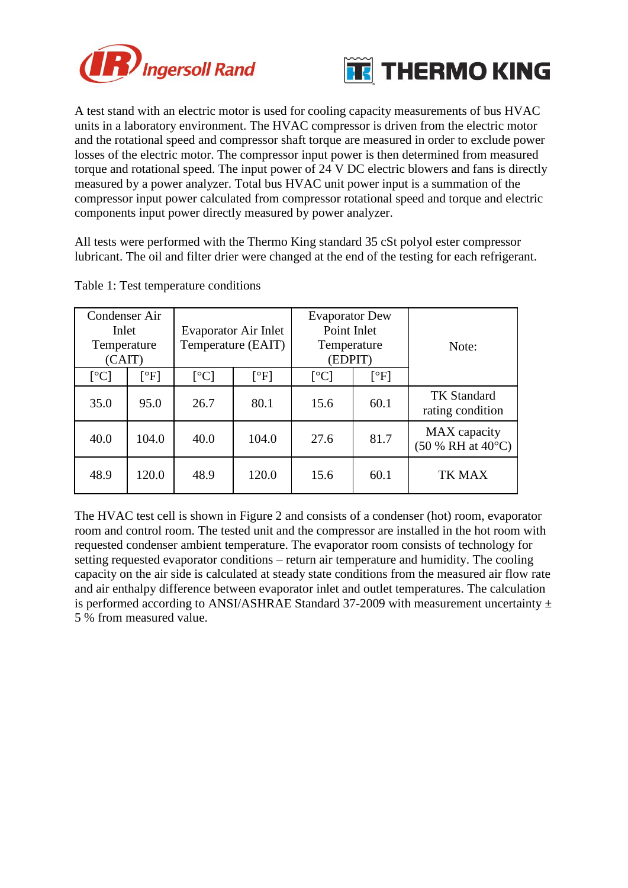A test stand with an electric motor is used for cooling capacity measurements of bus HVAC units in a laboratory environment. The HVAC compressor is driven from the electric motor and the rotational speed and compressor shaft torque are measured in order to exclude power losses of the electric motor. The compressor input power is then determined from measured torque and rotational speed. The input power of 24 V DC electric blowers and fans is directly measured by a power analyzer. Total bus HVAC unit power input is a summation of the compressor input power calculated from compressor rotational speed and torque and electric components input power directly measured by power analyzer.

All tests were performed with the Thermo King standard 35 cSt polyol ester compressor lubricant. The oil and filter drier were changed at the end of the testing for each refrigerant.

Table 1: Test temperature conditions

| Condenser Air Inlet Temperature (CAIT) | | Evaporator Air Inlet Temperature (EAIT) | | Evaporator Dew Point Inlet Temperature (EDPIT) | | Note: |
|---|---|---|---|---|---|---|
| [°C] | [°F] | [°C] | [°F] | [°C] | [°F] | |
| 35.0 | 95.0 | 26.7 | 80.1 | 15.6 | 60.1 | TK Standard rating condition |
| 40.0 | 104.0 | 40.0 | 104.0 | 27.6 | 81.7 | MAX capacity (50 % RH at 40°C) |
| 48.9 | 120.0 | 48.9 | 120.0 | 15.6 | 60.1 | TK MAX |

The HVAC test cell is shown in Figure 2 and consists of a condenser (hot) room, evaporator room and control room. The tested unit and the compressor are installed in the hot room with requested condenser ambient temperature. The evaporator room consists of technology for setting requested evaporator conditions – return air temperature and humidity. The cooling capacity on the air side is calculated at steady state conditions from the measured air flow rate and air enthalpy difference between evaporator inlet and outlet temperatures. The calculation is performed according to ANSI/ASHRAE Standard 37-2009 with measurement uncertainty ± 5 % from measured value.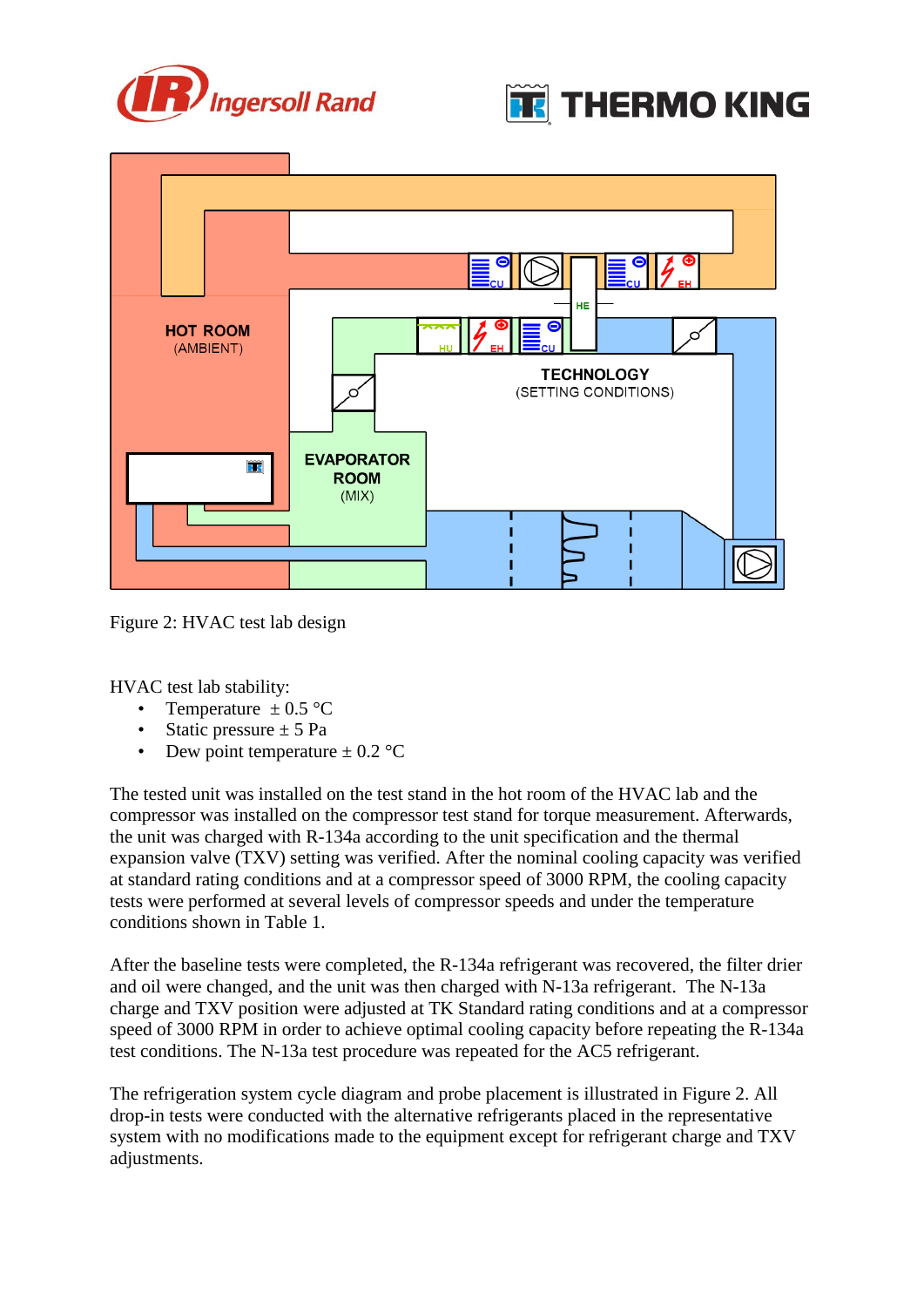Figure 2: HVAC test lab design

HVAC test lab stability:

- Temperature ± 0.5 °C
- Static pressure ± 5 Pa
- Dew point temperature ± 0.2 °C

The tested unit was installed on the test stand in the hot room of the HVAC lab and the compressor was installed on the compressor test stand for torque measurement. Afterwards, the unit was charged with R-134a according to the unit specification and the thermal expansion valve (TXV) setting was verified. After the nominal cooling capacity was verified at standard rating conditions and at a compressor speed of 3000 RPM, the cooling capacity tests were performed at several levels of compressor speeds and under the temperature conditions shown in Table 1.

After the baseline tests were completed, the R-134a refrigerant was recovered, the filter drier and oil were changed, and the unit was then charged with N-13a refrigerant. The N-13a charge and TXV position were adjusted at TK Standard rating conditions and at a compressor speed of 3000 RPM in order to achieve optimal cooling capacity before repeating the R-134a test conditions. The N-13a test procedure was repeated for the AC5 refrigerant.

The refrigeration system cycle diagram and probe placement is illustrated in Figure 2. All drop-in tests were conducted with the alternative refrigerants placed in the representative system with no modifications made to the equipment except for refrigerant charge and TXV adjustments.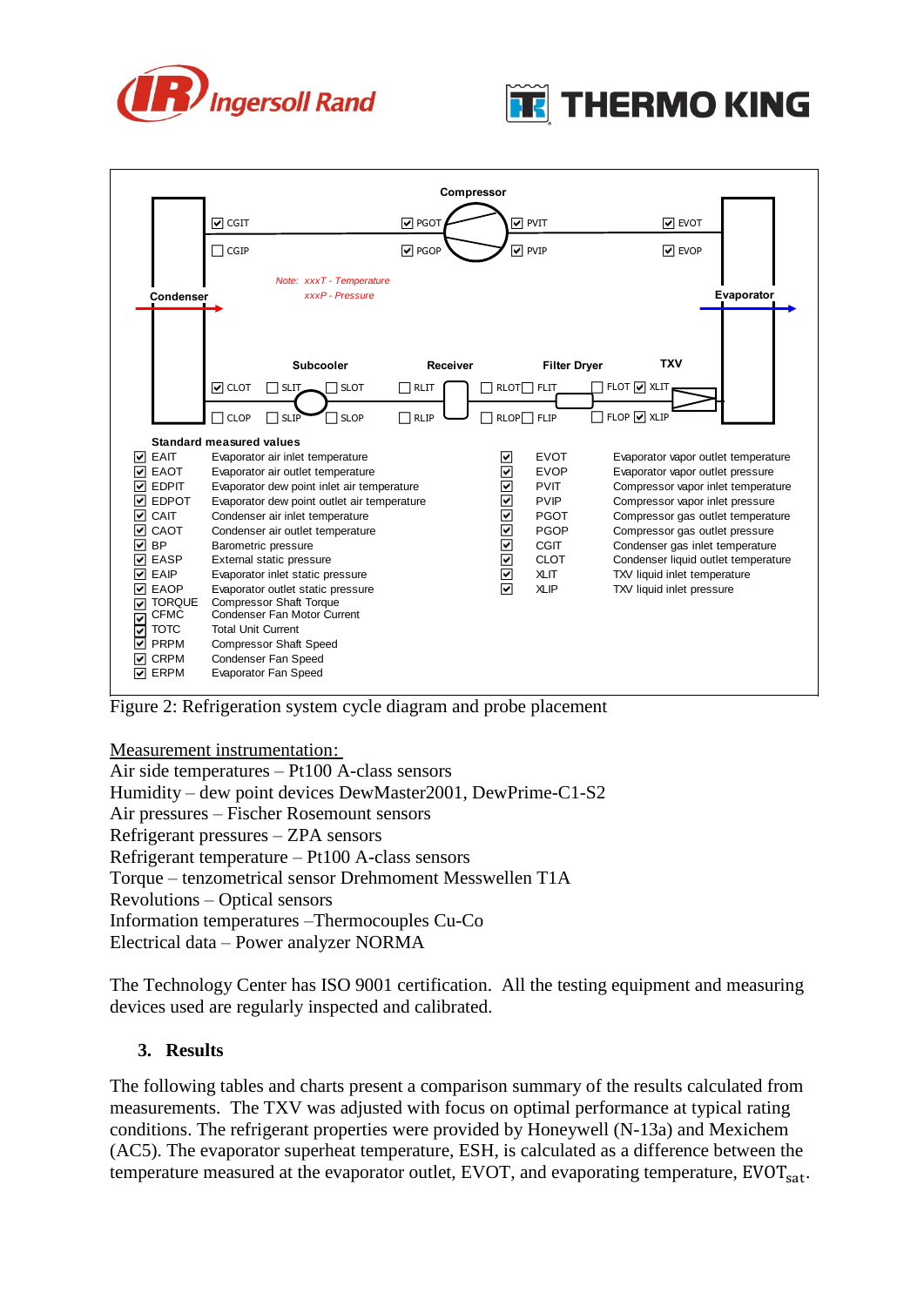Compressor

| | | | |
|---|---|---|---|
| ☑ CGIT | ☑ PGOT | ☑ PVIT | ☑ EVOT |
| ☐ CGIP | ☑ PGOP | ☑ PVIP | ☑ EVOP |

Condenser

*Note: xxxT - Temperature*
*xxxP - Pressure*

Evaporator

| Subcooler | | Receiver | Filter Dryer | | TXV |
|---|---|---|---|---|---|
| ☑ CLOT | ☐ SLIT ☐ SLOT | ☐ RLIT | ☐ RLOT ☐ FLIT | ☐ FLOT | ☑ XLIT |
| ☐ CLOP | ☐ SLIP ☐ SLOP | ☐ RLIP | ☐ RLOP ☐ FLIP | ☐ FLOP | ☑ XLIP |

**Standard measured values**

| | | | |
|---|---|---|---|
| ☑ EAIT | Evaporator air inlet temperature | ☑ EVOT | Evaporator vapor outlet temperature |
| ☑ EAOT | Evaporator air outlet temperature | ☑ EVOP | Evaporator vapor outlet pressure |
| ☑ EDPIT | Evaporator dew point inlet air temperature | ☑ PVIT | Compressor vapor inlet temperature |
| ☑ EDPOT | Evaporator dew point outlet air temperature | ☑ PVIP | Compressor vapor inlet pressure |
| ☑ CAIT | Condenser air inlet temperature | ☑ PGOT | Compressor gas outlet temperature |
| ☑ CAOT | Condenser air outlet temperature | ☑ PGOP | Compressor gas outlet pressure |
| ☑ BP | Barometric pressure | ☑ CGIT | Condenser gas inlet temperature |
| ☑ EASP | External static pressure | ☑ CLOT | Condenser liquid outlet temperature |
| ☑ EAIP | Evaporator inlet static pressure | ☑ XLIT | TXV liquid inlet temperature |
| ☑ EAOP | Evaporator outlet static pressure | ☑ XLIP | TXV liquid inlet pressure |
| ☑ TORQUE | Compressor Shaft Torque | | |
| ☑ CFMC | Condenser Fan Motor Current | | |
| ☑ TOTC | Total Unit Current | | |
| ☑ PRPM | Compressor Shaft Speed | | |
| ☑ CRPM | Condenser Fan Speed | | |
| ☑ ERPM | Evaporator Fan Speed | | |

Figure 2: Refrigeration system cycle diagram and probe placement

Measurement instrumentation:
Air side temperatures – Pt100 A-class sensors
Humidity – dew point devices DewMaster2001, DewPrime-C1-S2
Air pressures – Fischer Rosemount sensors
Refrigerant pressures – ZPA sensors
Refrigerant temperature – Pt100 A-class sensors
Torque – tenzometrical sensor Drehmoment Messwellen T1A
Revolutions – Optical sensors
Information temperatures –Thermocouples Cu-Co
Electrical data – Power analyzer NORMA

The Technology Center has ISO 9001 certification. All the testing equipment and measuring devices used are regularly inspected and calibrated.

## 3. Results

The following tables and charts present a comparison summary of the results calculated from measurements. The TXV was adjusted with focus on optimal performance at typical rating conditions. The refrigerant properties were provided by Honeywell (N-13a) and Mexichem (AC5). The evaporator superheat temperature, ESH, is calculated as a difference between the temperature measured at the evaporator outlet, EVOT, and evaporating temperature, $EVOT_{sat}$.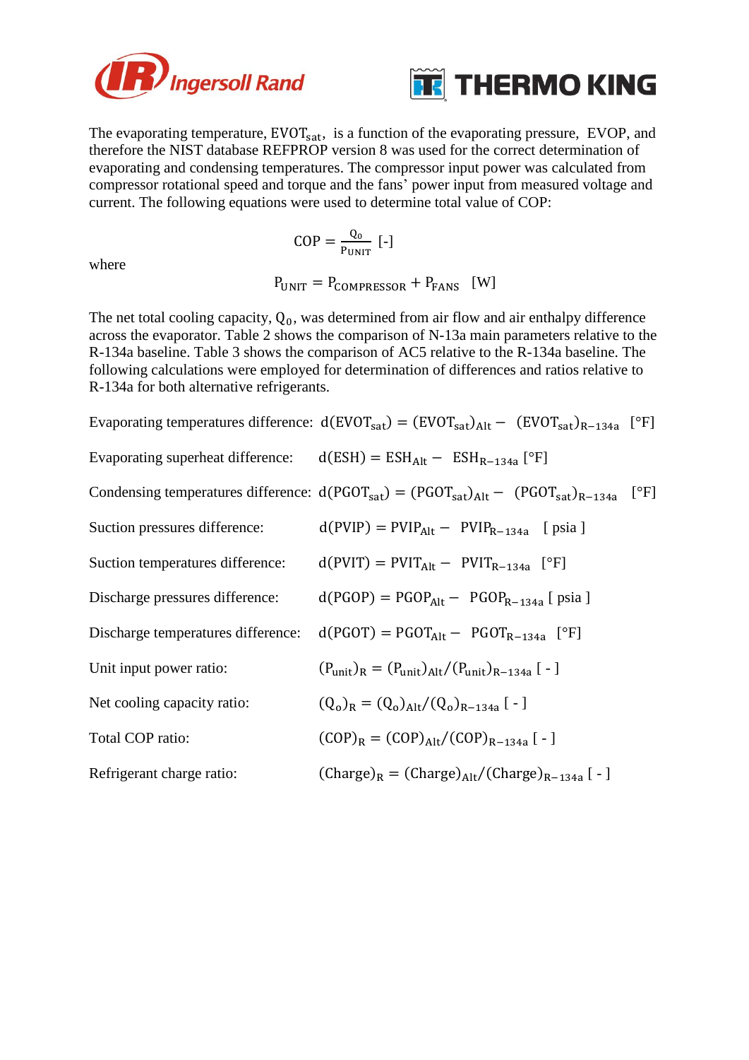The evaporating temperature, $EVOT_{sat}$, is a function of the evaporating pressure, EVOP, and therefore the NIST database REFPROP version 8 was used for the correct determination of evaporating and condensing temperatures. The compressor input power was calculated from compressor rotational speed and torque and the fans' power input from measured voltage and current. The following equations were used to determine total value of COP:

$$COP = \frac{Q_0}{P_{UNIT}} \text{ [-]}$$

where

$$P_{UNIT} = P_{COMPRESSOR} + P_{FANS} \quad \text{[W]}$$

The net total cooling capacity, $Q_0$, was determined from air flow and air enthalpy difference across the evaporator. Table 2 shows the comparison of N-13a main parameters relative to the R-134a baseline. Table 3 shows the comparison of AC5 relative to the R-134a baseline. The following calculations were employed for determination of differences and ratios relative to R-134a for both alternative refrigerants.

Evaporating temperatures difference: $d(EVOT_{sat}) = (EVOT_{sat})_{Alt} - (EVOT_{sat})_{R-134a}$ [°F]

Evaporating superheat difference: $d(ESH) = ESH_{Alt} - ESH_{R-134a}$ [°F]

Condensing temperatures difference: $d(PGOT_{sat}) = (PGOT_{sat})_{Alt} - (PGOT_{sat})_{R-134a}$ [°F]

Suction pressures difference: $d(PVIP) = PVIP_{Alt} - PVIP_{R-134a}$ [ psia ]

Suction temperatures difference: $d(PVIT) = PVIT_{Alt} - PVIT_{R-134a}$ [°F]

Discharge pressures difference: $d(PGOP) = PGOP_{Alt} - PGOP_{R-134a}$ [ psia ]

Discharge temperatures difference: $d(PGOT) = PGOT_{Alt} - PGOT_{R-134a}$ [°F]

Unit input power ratio: $(P_{unit})_R = (P_{unit})_{Alt}/(P_{unit})_{R-134a}$ [ - ]

Net cooling capacity ratio: $(Q_o)_R = (Q_o)_{Alt}/(Q_o)_{R-134a}$ [ - ]

Total COP ratio: $(COP)_R = (COP)_{Alt}/(COP)_{R-134a}$ [ - ]

Refrigerant charge ratio: $(Charge)_R = (Charge)_{Alt}/(Charge)_{R-134a}$ [ - ]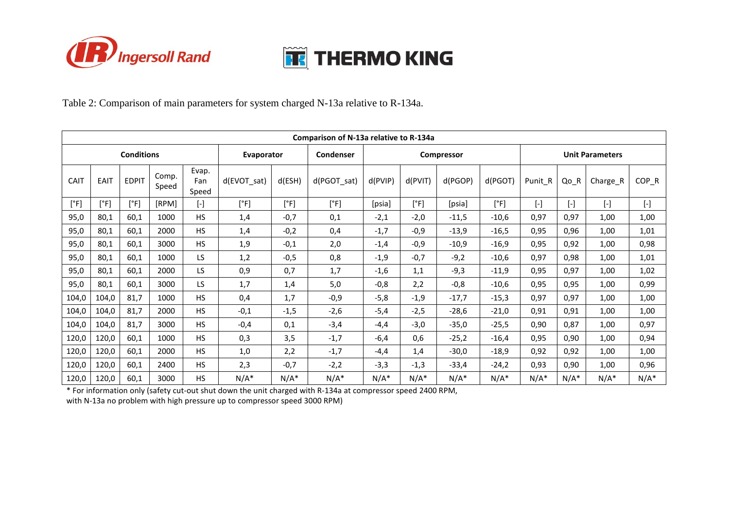Table 2: Comparison of main parameters for system charged N-13a relative to R-134a.

| Comparison of N-13a relative to R-134a | | | | | | | | | | | | | | | | |
|---|---|---|---|---|---|---|---|---|---|---|---|---|---|---|---|---|
| Conditions | | | | | Evaporator | | Condenser | Compressor | | | | Unit Parameters | | | | |
| CAIT | EAIT | EDPIT | Comp. Speed | Evap. Fan Speed | d(EVOT_sat) | d(ESH) | d(PGOT_sat) | d(PVIP) | d(PVIT) | d(PGOP) | d(PGOT) | Punit_R | Qo_R | Charge_R | COP_R |
| [°F] | [°F] | [°F] | [RPM] | [-] | [°F] | [°F] | [°F] | [psia] | [°F] | [psia] | [°F] | [-] | [-] | [-] | [-] |
| 95,0 | 80,1 | 60,1 | 1000 | HS | 1,4 | -0,7 | 0,1 | -2,1 | -2,0 | -11,5 | -10,6 | 0,97 | 0,97 | 1,00 | 1,00 |
| 95,0 | 80,1 | 60,1 | 2000 | HS | 1,4 | -0,2 | 0,4 | -1,7 | -0,9 | -13,9 | -16,5 | 0,95 | 0,96 | 1,00 | 1,01 |
| 95,0 | 80,1 | 60,1 | 3000 | HS | 1,9 | -0,1 | 2,0 | -1,4 | -0,9 | -10,9 | -16,9 | 0,95 | 0,92 | 1,00 | 0,98 |
| 95,0 | 80,1 | 60,1 | 1000 | LS | 1,2 | -0,5 | 0,8 | -1,9 | -0,7 | -9,2 | -10,6 | 0,97 | 0,98 | 1,00 | 1,01 |
| 95,0 | 80,1 | 60,1 | 2000 | LS | 0,9 | 0,7 | 1,7 | -1,6 | 1,1 | -9,3 | -11,9 | 0,95 | 0,97 | 1,00 | 1,02 |
| 95,0 | 80,1 | 60,1 | 3000 | LS | 1,7 | 1,4 | 5,0 | -0,8 | 2,2 | -0,8 | -10,6 | 0,95 | 0,95 | 1,00 | 0,99 |
| 104,0 | 104,0 | 81,7 | 1000 | HS | 0,4 | 1,7 | -0,9 | -5,8 | -1,9 | -17,7 | -15,3 | 0,97 | 0,97 | 1,00 | 1,00 |
| 104,0 | 104,0 | 81,7 | 2000 | HS | -0,1 | -1,5 | -2,6 | -5,4 | -2,5 | -28,6 | -21,0 | 0,91 | 0,91 | 1,00 | 1,00 |
| 104,0 | 104,0 | 81,7 | 3000 | HS | -0,4 | 0,1 | -3,4 | -4,4 | -3,0 | -35,0 | -25,5 | 0,90 | 0,87 | 1,00 | 0,97 |
| 120,0 | 120,0 | 60,1 | 1000 | HS | 0,3 | 3,5 | -1,7 | -6,4 | 0,6 | -25,2 | -16,4 | 0,95 | 0,90 | 1,00 | 0,94 |
| 120,0 | 120,0 | 60,1 | 2000 | HS | 1,0 | 2,2 | -1,7 | -4,4 | 1,4 | -30,0 | -18,9 | 0,92 | 0,92 | 1,00 | 1,00 |
| 120,0 | 120,0 | 60,1 | 2400 | HS | 2,3 | -0,7 | -2,2 | -3,3 | -1,3 | -33,4 | -24,2 | 0,93 | 0,90 | 1,00 | 0,96 |
| 120,0 | 120,0 | 60,1 | 3000 | HS | N/A* | N/A* | N/A* | N/A* | N/A* | N/A* | N/A* | N/A* | N/A* | N/A* | N/A* |

* For information only (safety cut-out shut down the unit charged with R-134a at compressor speed 2400 RPM, with N-13a no problem with high pressure up to compressor speed 3000 RPM)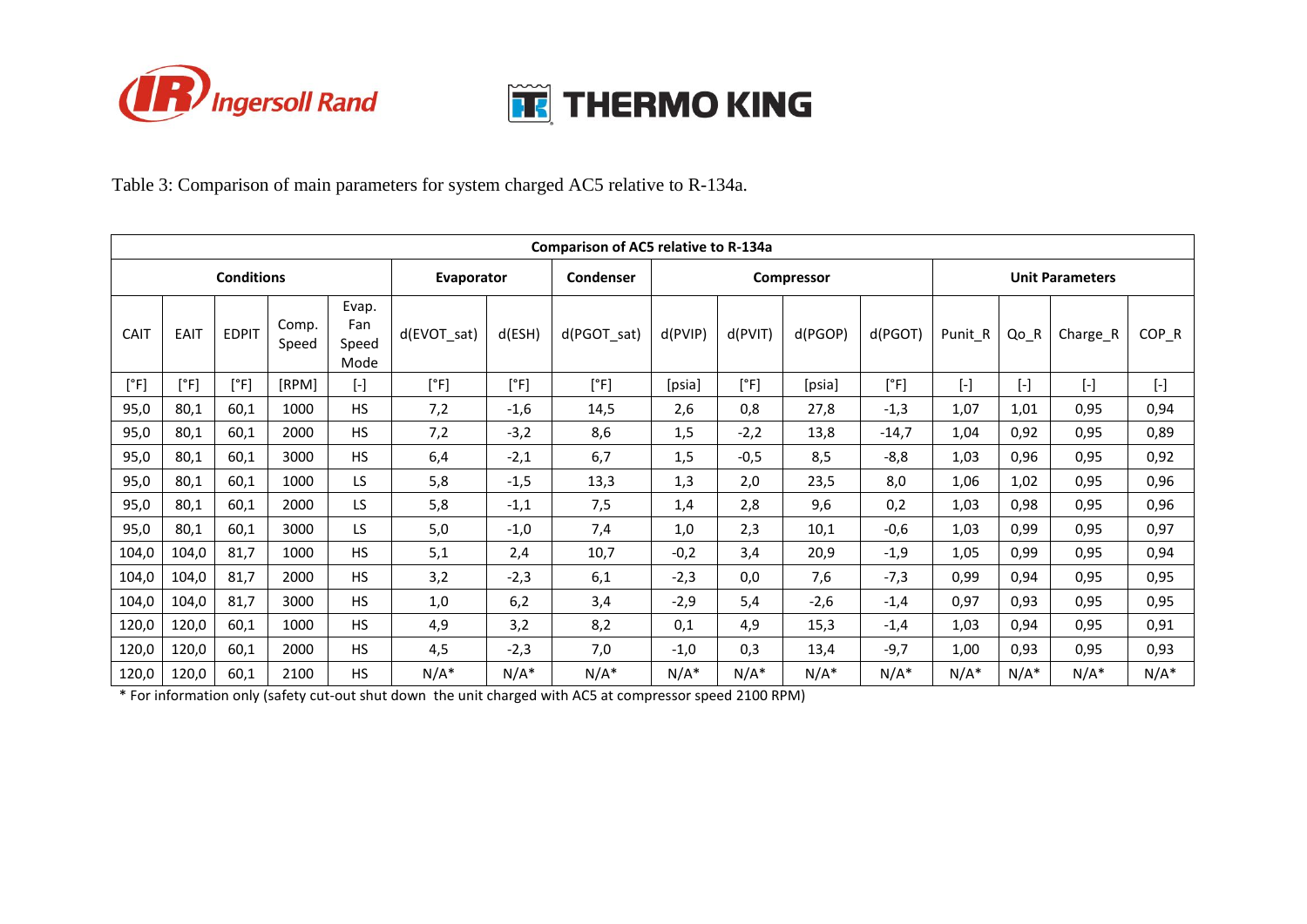Table 3: Comparison of main parameters for system charged AC5 relative to R-134a.

| Comparison of AC5 relative to R-134a | | | | | | | | | | | | | | | | |
|---|---|---|---|---|---|---|---|---|---|---|---|---|---|---|---|---|
| Conditions | | | | | Evaporator | | Condenser | Compressor | | | | Unit Parameters | | | | |
| CAIT | EAIT | EDPIT | Comp. Speed | Evap. Fan Speed Mode | d(EVOT_sat) | d(ESH) | d(PGOT_sat) | d(PVIP) | d(PVIT) | d(PGOP) | d(PGOT) | Punit_R | Qo_R | Charge_R | COP_R |
| [°F] | [°F] | [°F] | [RPM] | [-] | [°F] | [°F] | [°F] | [psia] | [°F] | [psia] | [°F] | [-] | [-] | [-] | [-] |
| 95,0 | 80,1 | 60,1 | 1000 | HS | 7,2 | -1,6 | 14,5 | 2,6 | 0,8 | 27,8 | -1,3 | 1,07 | 1,01 | 0,95 | 0,94 |
| 95,0 | 80,1 | 60,1 | 2000 | HS | 7,2 | -3,2 | 8,6 | 1,5 | -2,2 | 13,8 | -14,7 | 1,04 | 0,92 | 0,95 | 0,89 |
| 95,0 | 80,1 | 60,1 | 3000 | HS | 6,4 | -2,1 | 6,7 | 1,5 | -0,5 | 8,5 | -8,8 | 1,03 | 0,96 | 0,95 | 0,92 |
| 95,0 | 80,1 | 60,1 | 1000 | LS | 5,8 | -1,5 | 13,3 | 1,3 | 2,0 | 23,5 | 8,0 | 1,06 | 1,02 | 0,95 | 0,96 |
| 95,0 | 80,1 | 60,1 | 2000 | LS | 5,8 | -1,1 | 7,5 | 1,4 | 2,8 | 9,6 | 0,2 | 1,03 | 0,98 | 0,95 | 0,96 |
| 95,0 | 80,1 | 60,1 | 3000 | LS | 5,0 | -1,0 | 7,4 | 1,0 | 2,3 | 10,1 | -0,6 | 1,03 | 0,99 | 0,95 | 0,97 |
| 104,0 | 104,0 | 81,7 | 1000 | HS | 5,1 | 2,4 | 10,7 | -0,2 | 3,4 | 20,9 | -1,9 | 1,05 | 0,99 | 0,95 | 0,94 |
| 104,0 | 104,0 | 81,7 | 2000 | HS | 3,2 | -2,3 | 6,1 | -2,3 | 0,0 | 7,6 | -7,3 | 0,99 | 0,94 | 0,95 | 0,95 |
| 104,0 | 104,0 | 81,7 | 3000 | HS | 1,0 | 6,2 | 3,4 | -2,9 | 5,4 | -2,6 | -1,4 | 0,97 | 0,93 | 0,95 | 0,95 |
| 120,0 | 120,0 | 60,1 | 1000 | HS | 4,9 | 3,2 | 8,2 | 0,1 | 4,9 | 15,3 | -1,4 | 1,03 | 0,94 | 0,95 | 0,91 |
| 120,0 | 120,0 | 60,1 | 2000 | HS | 4,5 | -2,3 | 7,0 | -1,0 | 0,3 | 13,4 | -9,7 | 1,00 | 0,93 | 0,95 | 0,93 |
| 120,0 | 120,0 | 60,1 | 2100 | HS | N/A* | N/A* | N/A* | N/A* | N/A* | N/A* | N/A* | N/A* | N/A* | N/A* | N/A* |

* For information only (safety cut-out shut down the unit charged with AC5 at compressor speed 2100 RPM)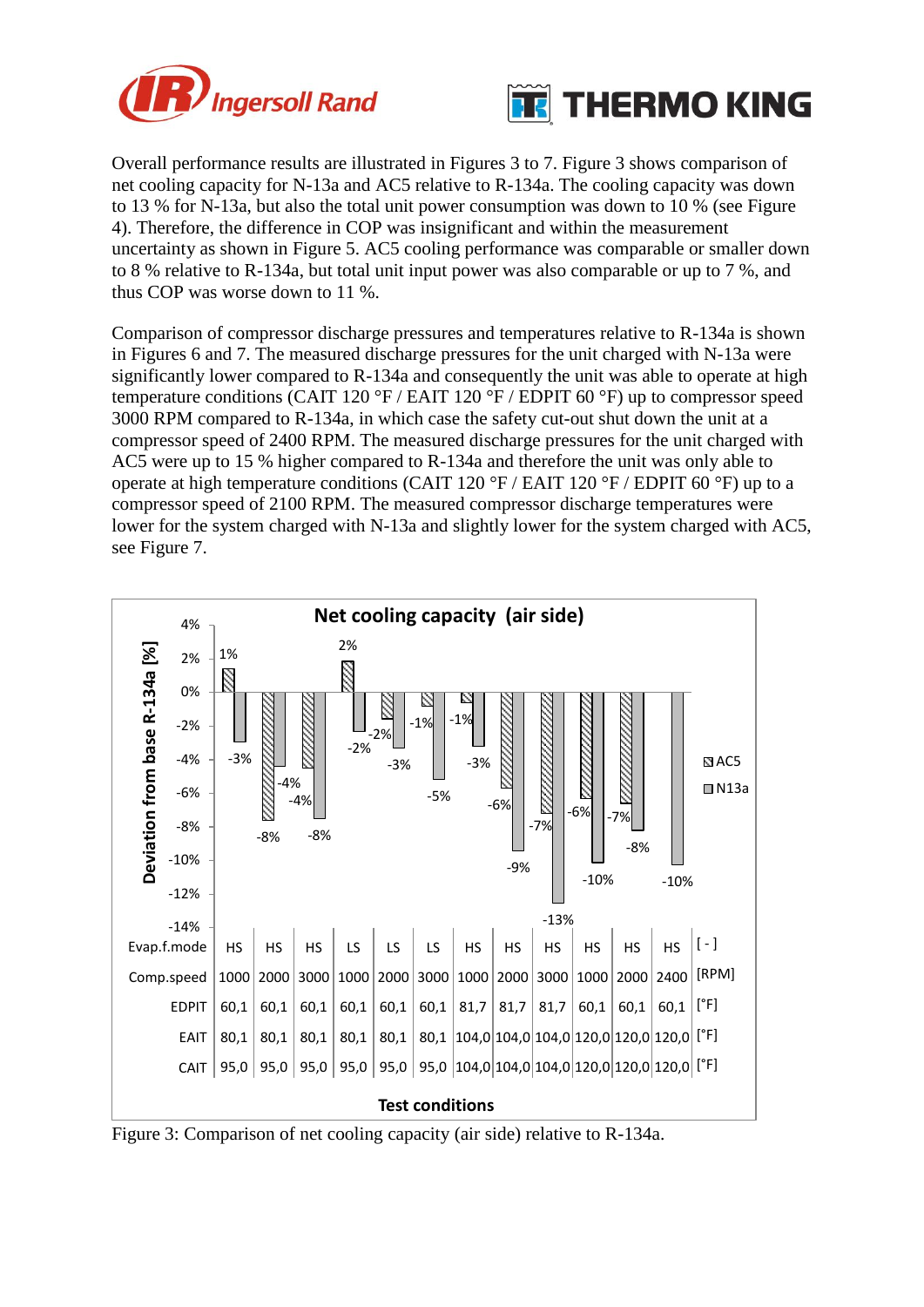Overall performance results are illustrated in Figures 3 to 7. Figure 3 shows comparison of net cooling capacity for N-13a and AC5 relative to R-134a. The cooling capacity was down to 13 % for N-13a, but also the total unit power consumption was down to 10 % (see Figure 4). Therefore, the difference in COP was insignificant and within the measurement uncertainty as shown in Figure 5. AC5 cooling performance was comparable or smaller down to 8 % relative to R-134a, but total unit input power was also comparable or up to 7 %, and thus COP was worse down to 11 %.

Comparison of compressor discharge pressures and temperatures relative to R-134a is shown in Figures 6 and 7. The measured discharge pressures for the unit charged with N-13a were significantly lower compared to R-134a and consequently the unit was able to operate at high temperature conditions (CAIT 120 °F / EAIT 120 °F / EDPIT 60 °F) up to compressor speed 3000 RPM compared to R-134a, in which case the safety cut-out shut down the unit at a compressor speed of 2400 RPM. The measured discharge pressures for the unit charged with AC5 were up to 15 % higher compared to R-134a and therefore the unit was only able to operate at high temperature conditions (CAIT 120 °F / EAIT 120 °F / EDPIT 60 °F) up to a compressor speed of 2100 RPM. The measured compressor discharge temperatures were lower for the system charged with N-13a and slightly lower for the system charged with AC5, see Figure 7.

**Net cooling capacity (air side)**

| Evap.f.mode [-] | HS | HS | HS | LS | LS | LS | HS | HS | HS | HS | HS | HS |
|---|---|---|---|---|---|---|---|---|---|---|---|---|
| Comp.speed [RPM] | 1000 | 2000 | 3000 | 1000 | 2000 | 3000 | 1000 | 2000 | 3000 | 1000 | 2000 | 2400 |
| EDPIT [°F] | 60,1 | 60,1 | 60,1 | 60,1 | 60,1 | 60,1 | 81,7 | 81,7 | 81,7 | 60,1 | 60,1 | 60,1 |
| EAIT [°F] | 80,1 | 80,1 | 80,1 | 80,1 | 80,1 | 80,1 | 104,0 | 104,0 | 104,0 | 120,0 | 120,0 | 120,0 |
| CAIT [°F] | 95,0 | 95,0 | 95,0 | 95,0 | 95,0 | 95,0 | 104,0 | 104,0 | 104,0 | 120,0 | 120,0 | 120,0 |
| AC5 (Deviation from base R-134a [%]) | 1% | -8% | -4% | 2% | -2% | -1% | -1% | -6% | -7% | -6% | -7% | |
| N13a (Deviation from base R-134a [%]) | -3% | -4% | -8% | -2% | -3% | -5% | -3% | -9% | -13% | -10% | -8% | -10% |

Test conditions

Figure 3: Comparison of net cooling capacity (air side) relative to R-134a.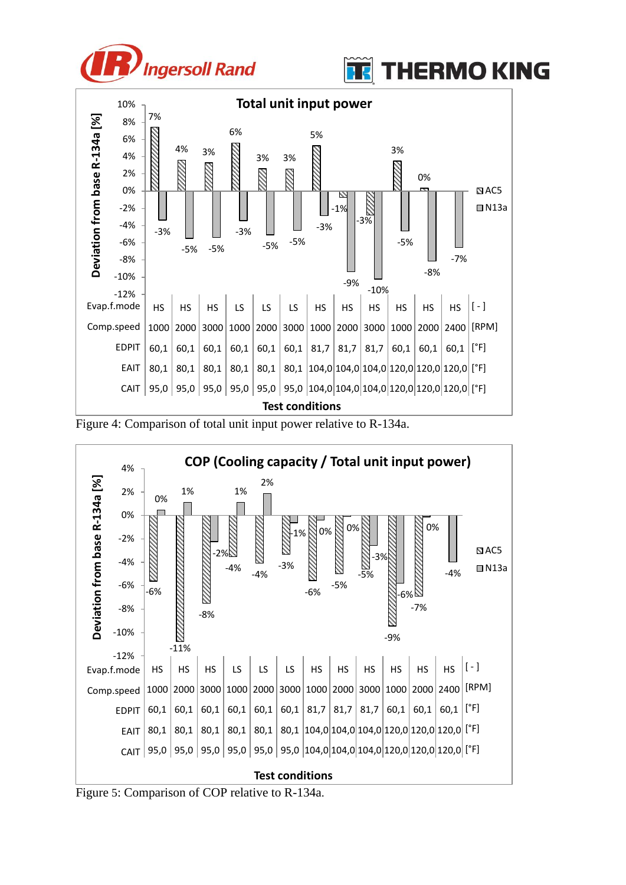**Total unit input power**

Deviation from base R-134a [%]

| Test conditions | | | | | | | | | | | | | |
|---|---|---|---|---|---|---|---|---|---|---|---|---|---|
| Evap.f.mode | HS | HS | HS | LS | LS | LS | HS | HS | HS | HS | HS | HS | [ - ] |
| Comp.speed | 1000 | 2000 | 3000 | 1000 | 2000 | 3000 | 1000 | 2000 | 3000 | 1000 | 2000 | 2400 | [RPM] |
| EDPIT | 60,1 | 60,1 | 60,1 | 60,1 | 60,1 | 60,1 | 81,7 | 81,7 | 81,7 | 60,1 | 60,1 | 60,1 | [°F] |
| EAIT | 80,1 | 80,1 | 80,1 | 80,1 | 80,1 | 80,1 | 104,0 | 104,0 | 104,0 | 120,0 | 120,0 | 120,0 | [°F] |
| CAIT | 95,0 | 95,0 | 95,0 | 95,0 | 95,0 | 95,0 | 104,0 | 104,0 | 104,0 | 120,0 | 120,0 | 120,0 | [°F] |
| AC5 | 7% | 4% | 3% | 6% | 3% | 3% | 5% | -1% | -3% | 3% | 0% | | |
| N13a | -3% | -5% | -5% | -3% | -5% | -5% | -3% | -9% | -10% | -5% | -8% | -7% | |

Figure 4: Comparison of total unit input power relative to R-134a.

**COP (Cooling capacity / Total unit input power)**

Deviation from base R-134a [%]

| Test conditions | | | | | | | | | | | | | |
|---|---|---|---|---|---|---|---|---|---|---|---|---|---|
| Evap.f.mode | HS | HS | HS | LS | LS | LS | HS | HS | HS | HS | HS | HS | [ - ] |
| Comp.speed | 1000 | 2000 | 3000 | 1000 | 2000 | 3000 | 1000 | 2000 | 3000 | 1000 | 2000 | 2400 | [RPM] |
| EDPIT | 60,1 | 60,1 | 60,1 | 60,1 | 60,1 | 60,1 | 81,7 | 81,7 | 81,7 | 60,1 | 60,1 | 60,1 | [°F] |
| EAIT | 80,1 | 80,1 | 80,1 | 80,1 | 80,1 | 80,1 | 104,0 | 104,0 | 104,0 | 120,0 | 120,0 | 120,0 | [°F] |
| CAIT | 95,0 | 95,0 | 95,0 | 95,0 | 95,0 | 95,0 | 104,0 | 104,0 | 104,0 | 120,0 | 120,0 | 120,0 | [°F] |
| AC5 | -6% | -11% | -8% | -4% | -4% | -3% | -6% | -5% | -5% | -9% | -7% | | |
| N13a | 0% | 1% | -2% | 1% | 2% | -1% | 0% | 0% | -3% | -6% | 0% | -4% | |

Figure 5: Comparison of COP relative to R-134a.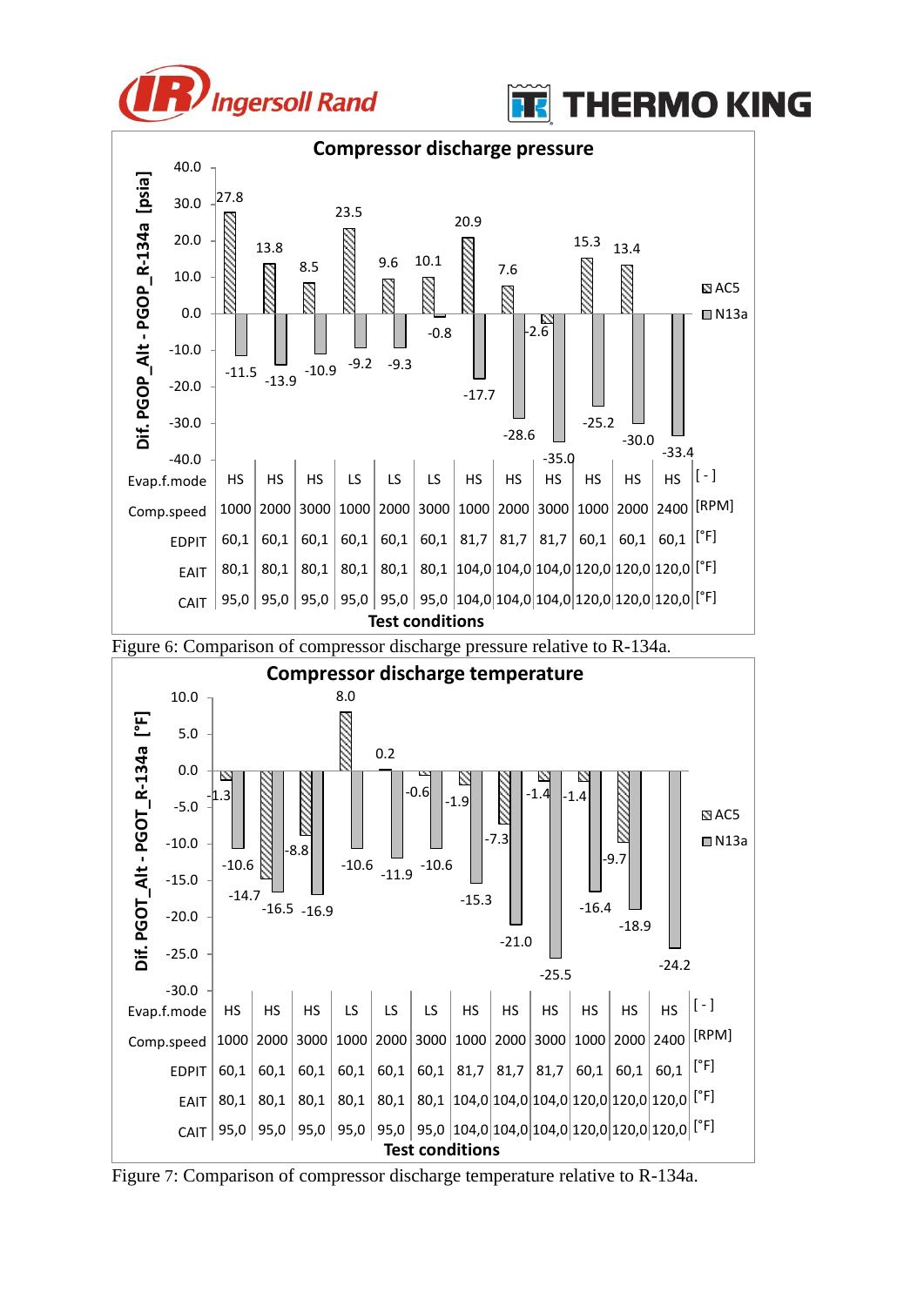Compressor discharge pressure

Dif. PGOP_Alt - PGOP_R-134a [psia]

40.0
30.0
20.0
10.0
0.0
-10.0
-20.0
-30.0
-40.0

27.8 13.8 8.5 23.5 9.6 10.1 20.9 7.6 15.3 13.4

-11.5 -13.9 -10.9 -9.2 -9.3 -0.8 -17.7 -28.6 -2.6 -35.0 -25.2 -30.0 -33.4

AC5
N13a

Evap.f.mode: HS HS HS LS LS LS HS HS HS HS HS HS [ - ]

Comp.speed: 1000 2000 3000 1000 2000 3000 1000 2000 3000 1000 2000 2400 [RPM]

EDPIT: 60,1 60,1 60,1 60,1 60,1 60,1 81,7 81,7 81,7 60,1 60,1 60,1 [°F]

EAIT: 80,1 80,1 80,1 80,1 80,1 80,1 104,0 104,0 104,0 120,0 120,0 120,0 [°F]

CAIT: 95,0 95,0 95,0 95,0 95,0 95,0 104,0 104,0 104,0 120,0 120,0 120,0 [°F]

Test conditions

Figure 6: Comparison of compressor discharge pressure relative to R-134a.

Compressor discharge temperature

Dif. PGOT_Alt - PGOT_R-134a [°F]

10.0
5.0
0.0
-5.0
-10.0
-15.0
-20.0
-25.0
-30.0

8.0 0.2

-1.3 -10.6 -14.7 -16.5 -8.8 -16.9 -10.6 -11.9 -0.6 -10.6 -1.9 -15.3 -7.3 -21.0 -1.4 -25.5 -1.4 -16.4 -9.7 -18.9 -24.2

AC5
N13a

Evap.f.mode: HS HS HS LS LS LS HS HS HS HS HS HS [ - ]

Comp.speed: 1000 2000 3000 1000 2000 3000 1000 2000 3000 1000 2000 2400 [RPM]

EDPIT: 60,1 60,1 60,1 60,1 60,1 60,1 81,7 81,7 81,7 60,1 60,1 60,1 [°F]

EAIT: 80,1 80,1 80,1 80,1 80,1 80,1 104,0 104,0 104,0 120,0 120,0 120,0 [°F]

CAIT: 95,0 95,0 95,0 95,0 95,0 95,0 104,0 104,0 104,0 120,0 120,0 120,0 [°F]

Test conditions

Figure 7: Comparison of compressor discharge temperature relative to R-134a.